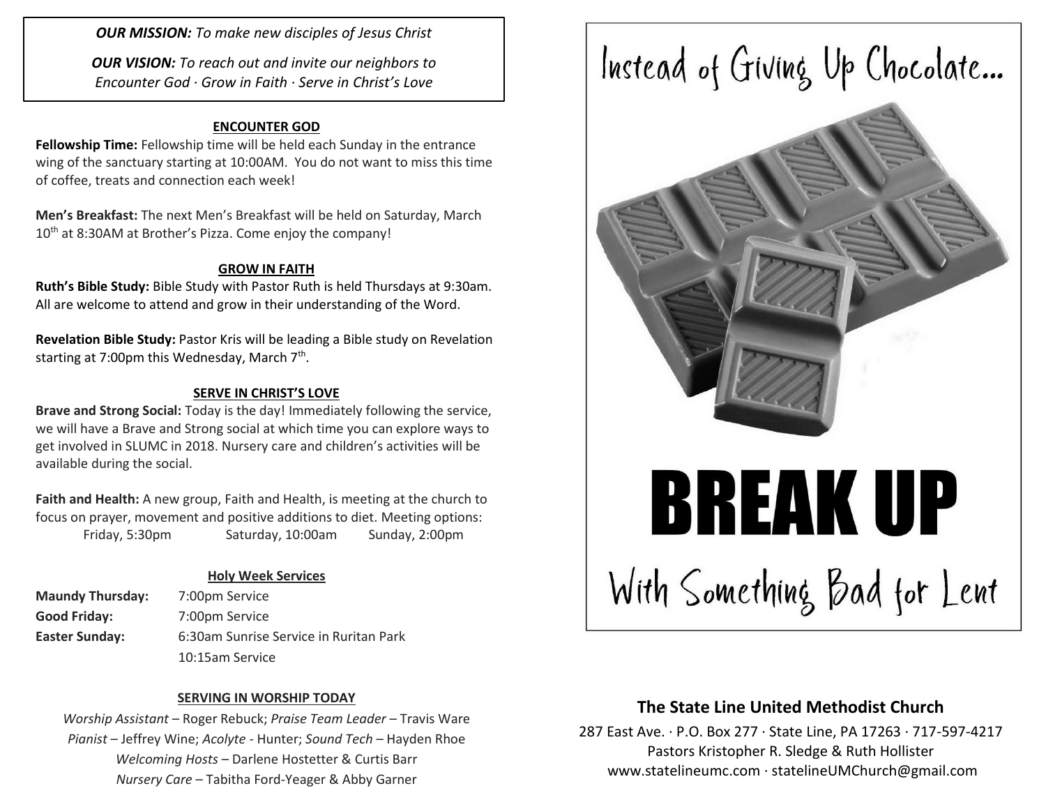***OUR MISSION:*** *To make new disciples of Jesus Christ*

***OUR VISION:*** *To reach out and invite our neighbors to Encounter God · Grow in Faith · Serve in Christ's Love*

## ENCOUNTER GOD

**Fellowship Time:** Fellowship time will be held each Sunday in the entrance wing of the sanctuary starting at 10:00AM. You do not want to miss this time of coffee, treats and connection each week!

**Men's Breakfast:** The next Men's Breakfast will be held on Saturday, March 10th at 8:30AM at Brother's Pizza. Come enjoy the company!

## GROW IN FAITH

**Ruth's Bible Study:** Bible Study with Pastor Ruth is held Thursdays at 9:30am. All are welcome to attend and grow in their understanding of the Word.

**Revelation Bible Study:** Pastor Kris will be leading a Bible study on Revelation starting at 7:00pm this Wednesday, March 7th.

## SERVE IN CHRIST'S LOVE

**Brave and Strong Social:** Today is the day! Immediately following the service, we will have a Brave and Strong social at which time you can explore ways to get involved in SLUMC in 2018. Nursery care and children's activities will be available during the social.

**Faith and Health:** A new group, Faith and Health, is meeting at the church to focus on prayer, movement and positive additions to diet. Meeting options:
Friday, 5:30pm Saturday, 10:00am Sunday, 2:00pm

### Holy Week Services

| | |
|---|---|
| **Maundy Thursday:** | 7:00pm Service |
| **Good Friday:** | 7:00pm Service |
| **Easter Sunday:** | 6:30am Sunrise Service in Ruritan Park |
| | 10:15am Service |

### SERVING IN WORSHIP TODAY

*Worship Assistant* – Roger Rebuck; *Praise Team Leader* – Travis Ware
*Pianist* – Jeffrey Wine; *Acolyte* - Hunter; *Sound Tech* – Hayden Rhoe
*Welcoming Hosts* – Darlene Hostetter & Curtis Barr
*Nursery Care* – Tabitha Ford-Yeager & Abby Garner

Instead of Giving Up Chocolate...

# BREAK UP

With Something Bad for Lent

## The State Line United Methodist Church

287 East Ave. · P.O. Box 277 · State Line, PA 17263 · 717-597-4217
Pastors Kristopher R. Sledge & Ruth Hollister
www.statelineumc.com · statelineUMChurch@gmail.com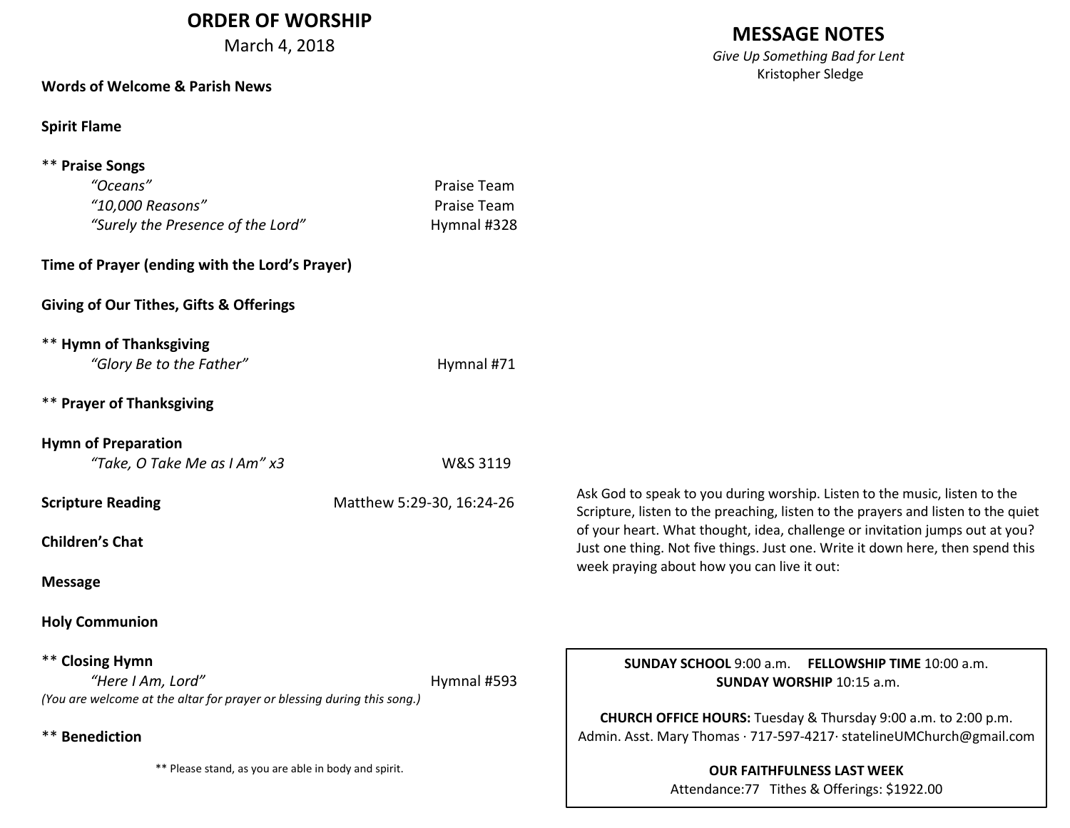## ORDER OF WORSHIP

March 4, 2018

**Words of Welcome & Parish News**

**Spirit Flame**

** **Praise Songs**

| | |
|---|---|
| *"Oceans"* | Praise Team |
| *"10,000 Reasons"* | Praise Team |
| *"Surely the Presence of the Lord"* | Hymnal #328 |

**Time of Prayer (ending with the Lord's Prayer)**

**Giving of Our Tithes, Gifts & Offerings**

** **Hymn of Thanksgiving**

*"Glory Be to the Father"* Hymnal #71

** **Prayer of Thanksgiving**

**Hymn of Preparation**

*"Take, O Take Me as I Am" x3* W&S 3119

**Scripture Reading** Matthew 5:29-30, 16:24-26

**Children's Chat**

**Message**

**Holy Communion**

** **Closing Hymn**

*"Here I Am, Lord"* Hymnal #593

*(You are welcome at the altar for prayer or blessing during this song.)*

** **Benediction**

** Please stand, as you are able in body and spirit.

## MESSAGE NOTES

*Give Up Something Bad for Lent*

Kristopher Sledge

Ask God to speak to you during worship. Listen to the music, listen to the Scripture, listen to the preaching, listen to the prayers and listen to the quiet of your heart. What thought, idea, challenge or invitation jumps out at you? Just one thing. Not five things. Just one. Write it down here, then spend this week praying about how you can live it out:

**SUNDAY SCHOOL** 9:00 a.m. **FELLOWSHIP TIME** 10:00 a.m.
**SUNDAY WORSHIP** 10:15 a.m.

**CHURCH OFFICE HOURS:** Tuesday & Thursday 9:00 a.m. to 2:00 p.m.
Admin. Asst. Mary Thomas · 717-597-4217· statelineUMChurch@gmail.com

**OUR FAITHFULNESS LAST WEEK**

Attendance:77 Tithes & Offerings: $1922.00